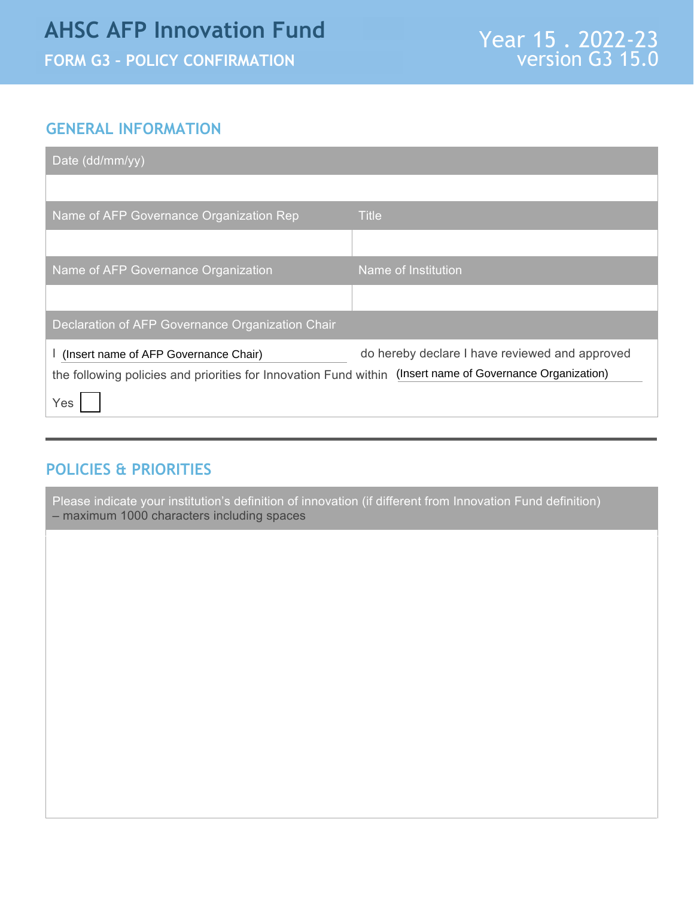# AHSC AFP Innovation Fund

## FORM G3 – POLICY CONFIRMATION

Year 15 . 2022-23
version G3 15.0

## GENERAL INFORMATION

| Date (dd/mm/yy) | |
|---|---|
| | |
| **Name of AFP Governance Organization Rep** | **Title** |
| | |
| **Name of AFP Governance Organization** | **Name of Institution** |
| | |

**Declaration of AFP Governance Organization Chair**

I (Insert name of AFP Governance Chair) do hereby declare I have reviewed and approved the following policies and priorities for Innovation Fund within (Insert name of Governance Organization)

Yes ☐

## POLICIES & PRIORITIES

| Please indicate your institution's definition of innovation (if different from Innovation Fund definition) – maximum 1000 characters including spaces |
|---|
| |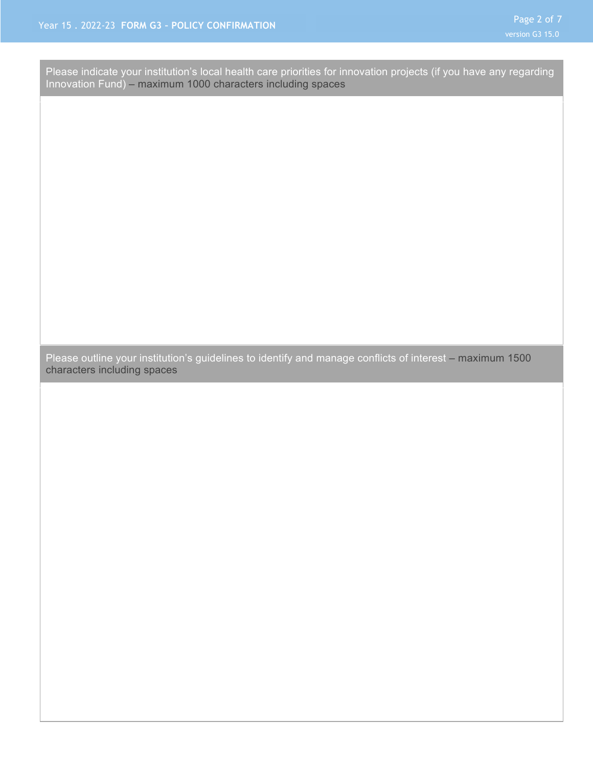Please indicate your institution’s local health care priorities for innovation projects (if you have any regarding Innovation Fund) – maximum 1000 characters including spaces

Please outline your institution’s guidelines to identify and manage conflicts of interest – maximum 1500 characters including spaces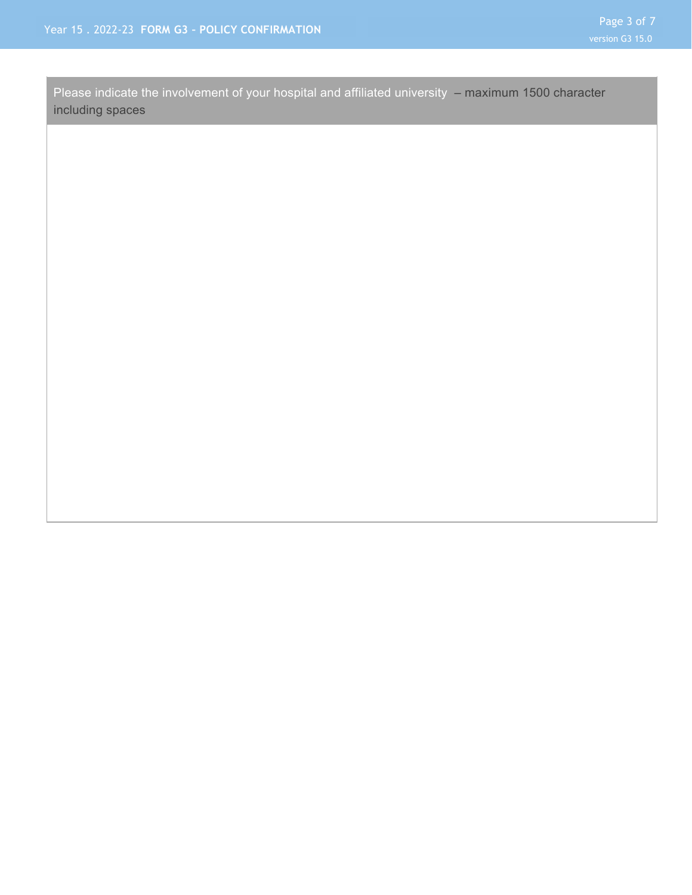Please indicate the involvement of your hospital and affiliated university – maximum 1500 character including spaces

| |
|---|
| |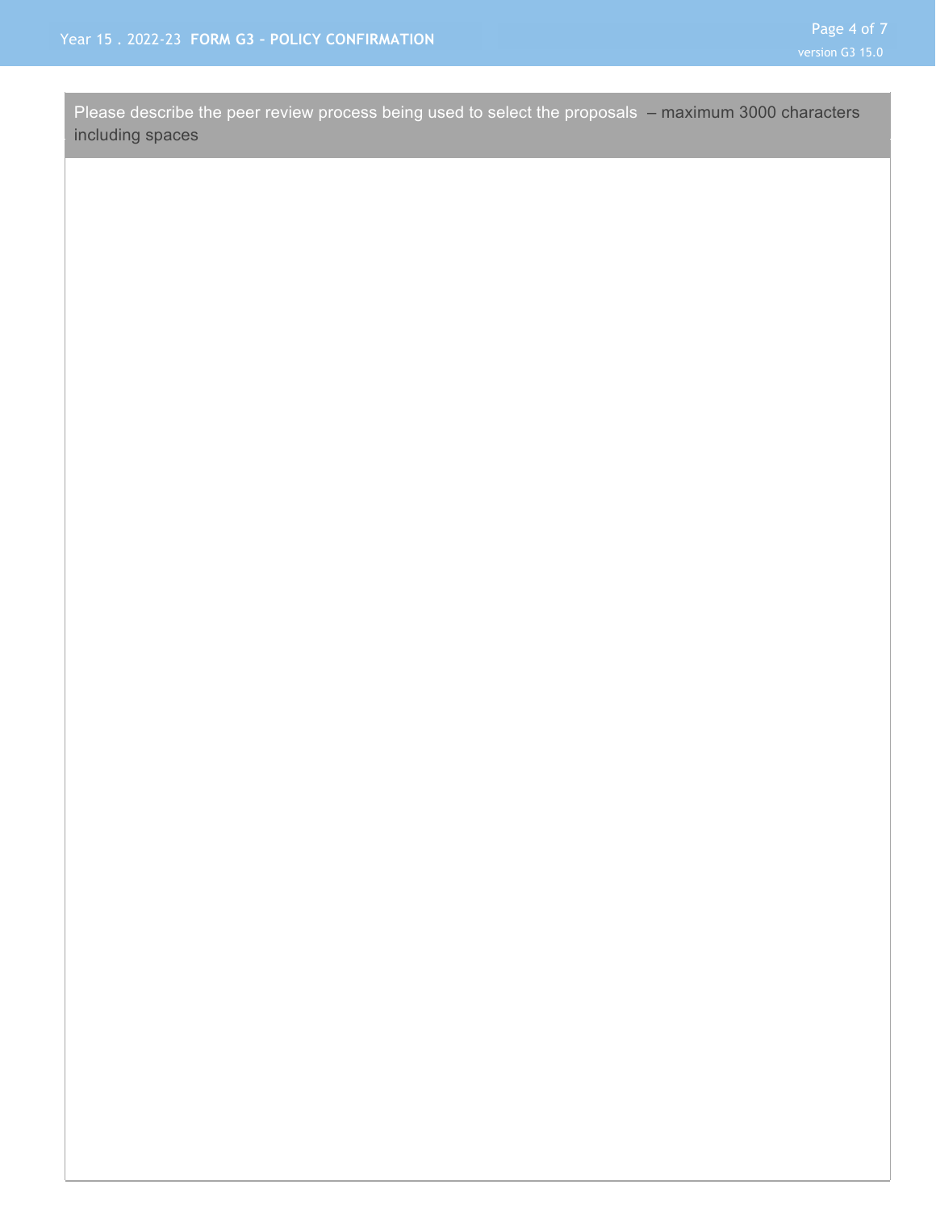| Please describe the peer review process being used to select the proposals – maximum 3000 characters including spaces |
|---|
| |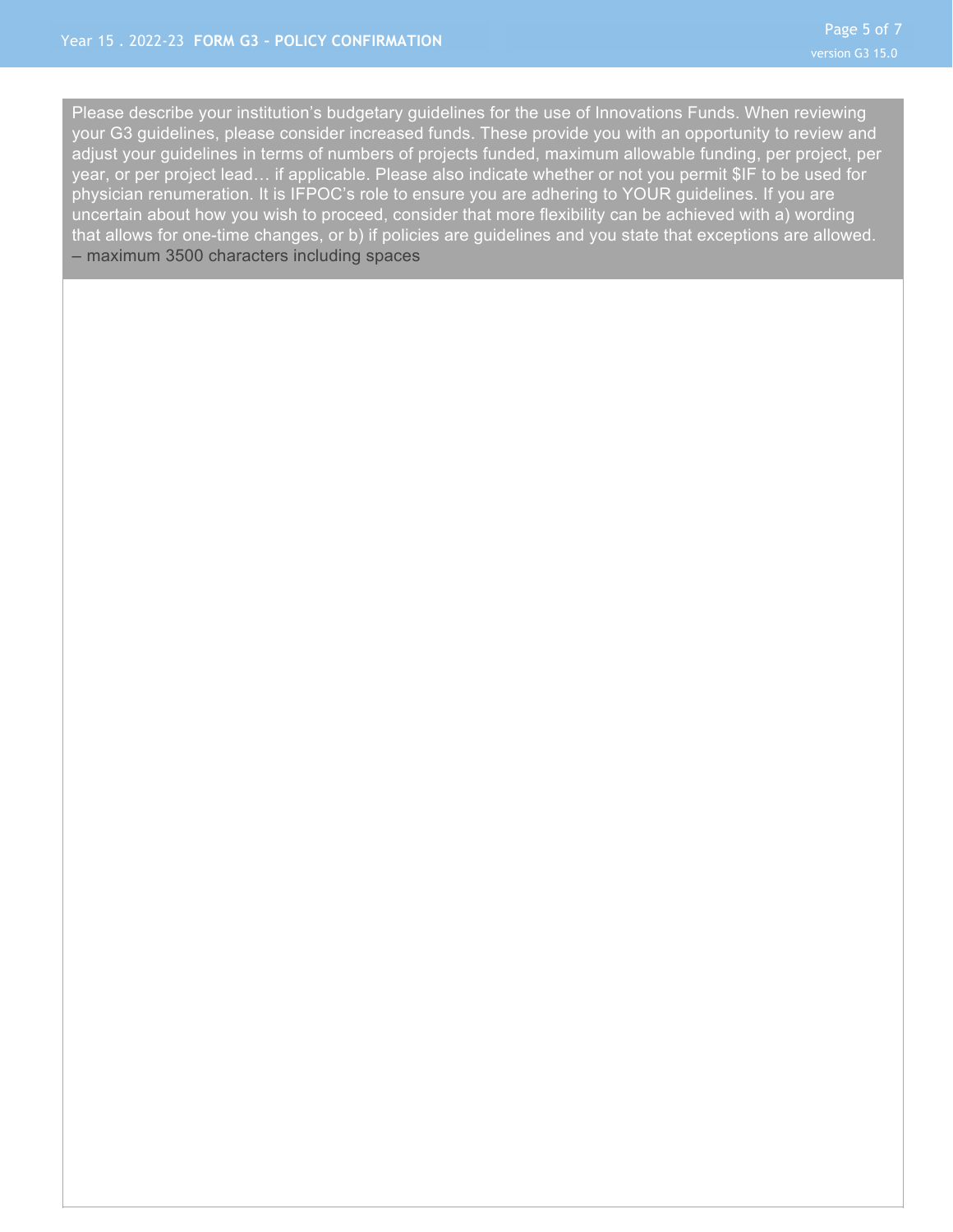Please describe your institution's budgetary guidelines for the use of Innovations Funds. When reviewing your G3 guidelines, please consider increased funds. These provide you with an opportunity to review and adjust your guidelines in terms of numbers of projects funded, maximum allowable funding, per project, per year, or per project lead… if applicable. Please also indicate whether or not you permit $IF to be used for physician renumeration. It is IFPOC's role to ensure you are adhering to YOUR guidelines. If you are uncertain about how you wish to proceed, consider that more flexibility can be achieved with a) wording that allows for one-time changes, or b) if policies are guidelines and you state that exceptions are allowed. – maximum 3500 characters including spaces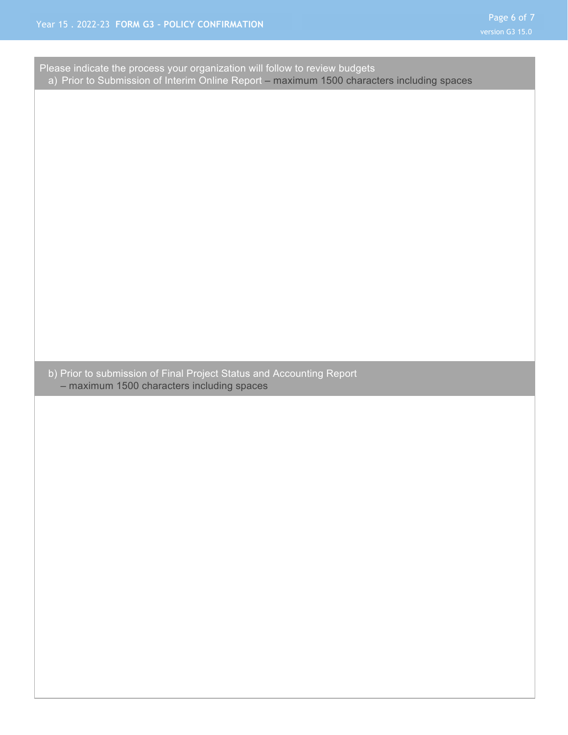Please indicate the process your organization will follow to review budgets

a) Prior to Submission of Interim Online Report – maximum 1500 characters including spaces

b) Prior to submission of Final Project Status and Accounting Report – maximum 1500 characters including spaces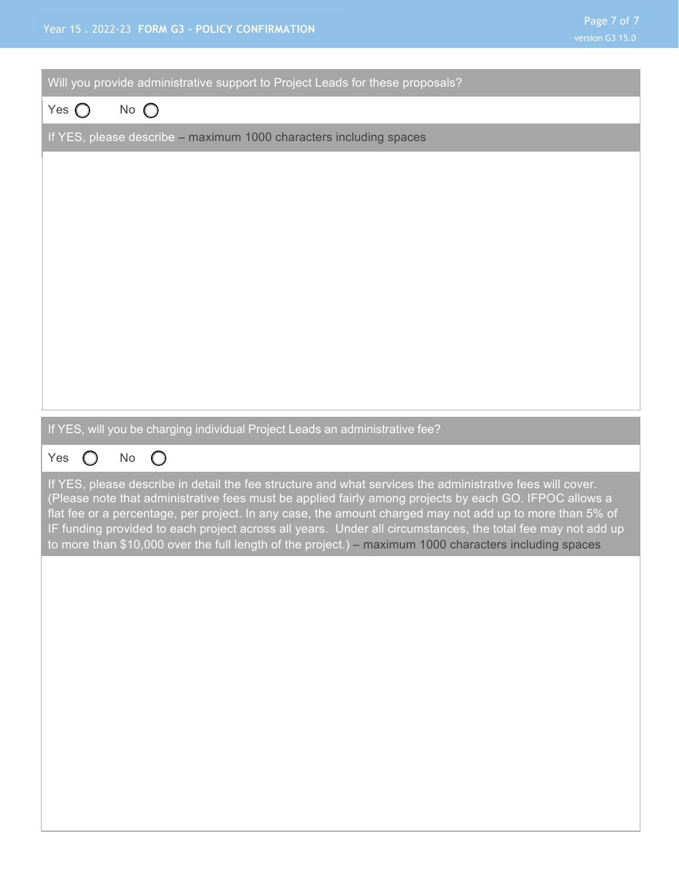Will you provide administrative support to Project Leads for these proposals?

Yes ◯ No ◯

If YES, please describe – maximum 1000 characters including spaces

If YES, will you be charging individual Project Leads an administrative fee?

Yes ◯ No ◯

If YES, please describe in detail the fee structure and what services the administrative fees will cover. (Please note that administrative fees must be applied fairly among projects by each GO. IFPOC allows a flat fee or a percentage, per project. In any case, the amount charged may not add up to more than 5% of IF funding provided to each project across all years. Under all circumstances, the total fee may not add up to more than $10,000 over the full length of the project.) – maximum 1000 characters including spaces